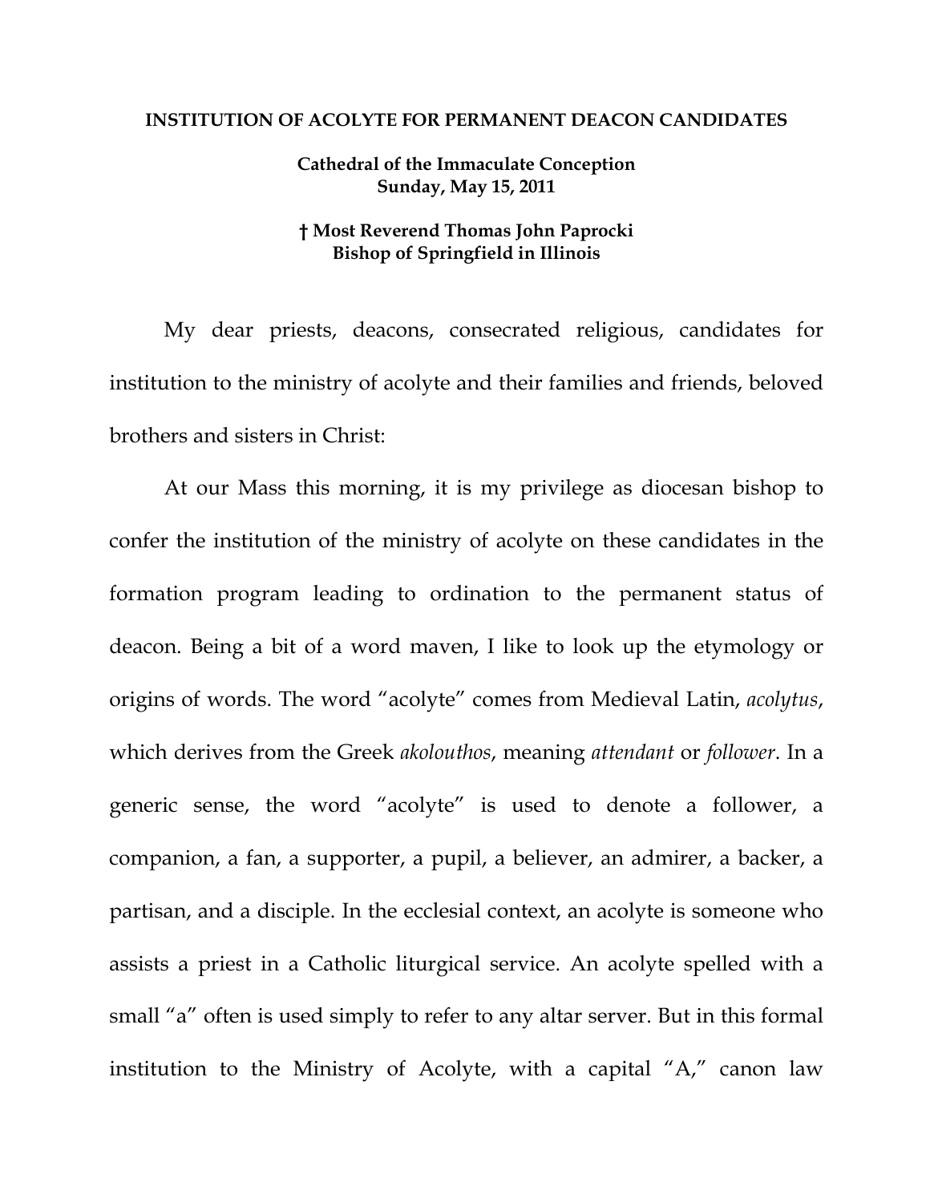**INSTITUTION OF ACOLYTE FOR PERMANENT DEACON CANDIDATES**

**Cathedral of the Immaculate Conception**
**Sunday, May 15, 2011**

**† Most Reverend Thomas John Paprocki**
**Bishop of Springfield in Illinois**

My dear priests, deacons, consecrated religious, candidates for institution to the ministry of acolyte and their families and friends, beloved brothers and sisters in Christ:

At our Mass this morning, it is my privilege as diocesan bishop to confer the institution of the ministry of acolyte on these candidates in the formation program leading to ordination to the permanent status of deacon. Being a bit of a word maven, I like to look up the etymology or origins of words. The word "acolyte" comes from Medieval Latin, *acolytus*, which derives from the Greek *akolouthos*, meaning *attendant* or *follower*. In a generic sense, the word "acolyte" is used to denote a follower, a companion, a fan, a supporter, a pupil, a believer, an admirer, a backer, a partisan, and a disciple. In the ecclesial context, an acolyte is someone who assists a priest in a Catholic liturgical service. An acolyte spelled with a small "a" often is used simply to refer to any altar server. But in this formal institution to the Ministry of Acolyte, with a capital "A," canon law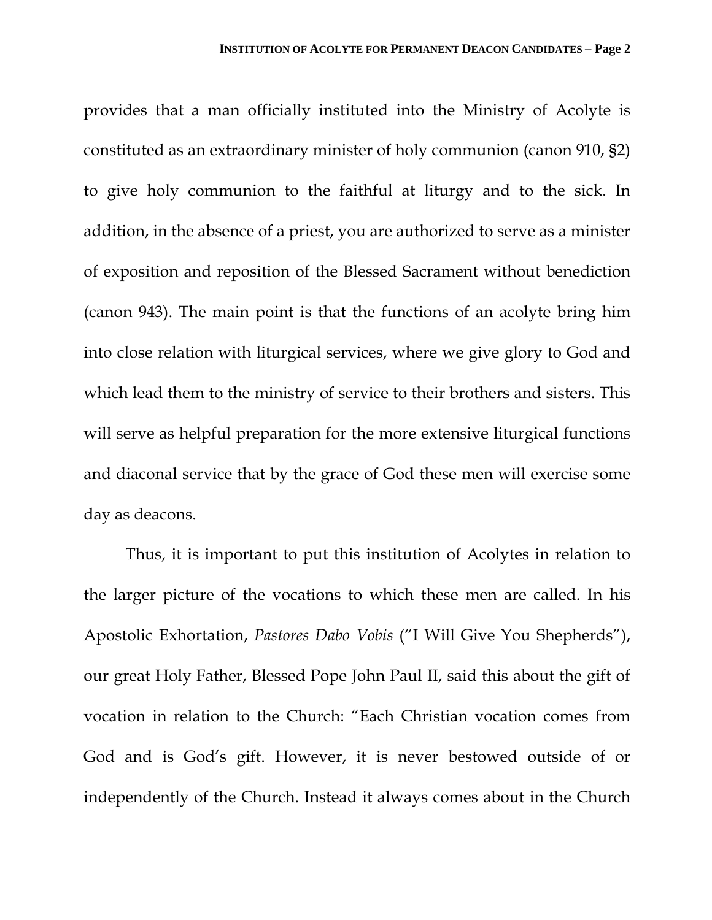provides that a man officially instituted into the Ministry of Acolyte is constituted as an extraordinary minister of holy communion (canon 910, §2) to give holy communion to the faithful at liturgy and to the sick. In addition, in the absence of a priest, you are authorized to serve as a minister of exposition and reposition of the Blessed Sacrament without benediction (canon 943). The main point is that the functions of an acolyte bring him into close relation with liturgical services, where we give glory to God and which lead them to the ministry of service to their brothers and sisters. This will serve as helpful preparation for the more extensive liturgical functions and diaconal service that by the grace of God these men will exercise some day as deacons.

Thus, it is important to put this institution of Acolytes in relation to the larger picture of the vocations to which these men are called. In his Apostolic Exhortation, *Pastores Dabo Vobis* ("I Will Give You Shepherds"), our great Holy Father, Blessed Pope John Paul II, said this about the gift of vocation in relation to the Church: "Each Christian vocation comes from God and is God's gift. However, it is never bestowed outside of or independently of the Church. Instead it always comes about in the Church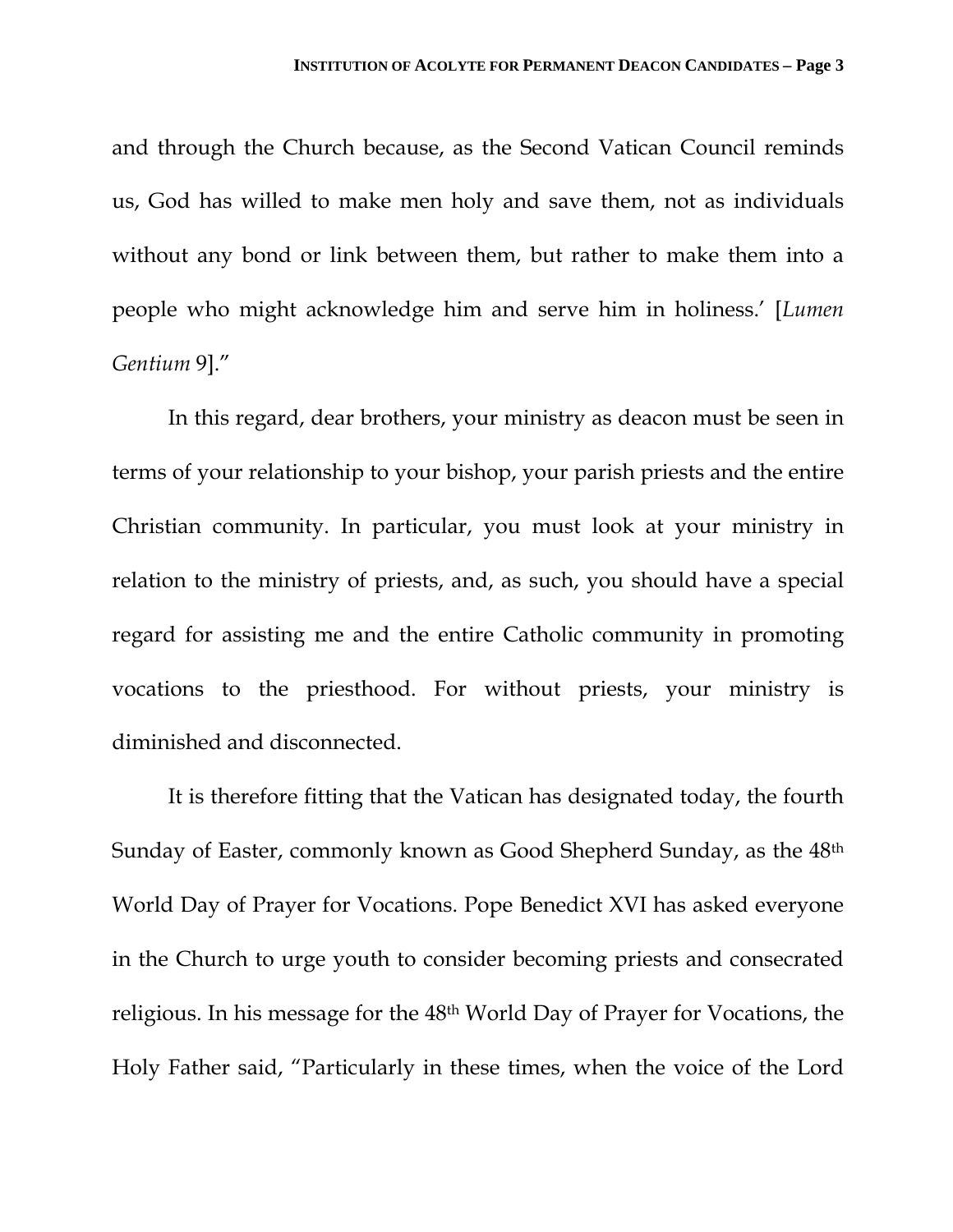and through the Church because, as the Second Vatican Council reminds us, God has willed to make men holy and save them, not as individuals without any bond or link between them, but rather to make them into a people who might acknowledge him and serve him in holiness.' [*Lumen Gentium* 9]."

In this regard, dear brothers, your ministry as deacon must be seen in terms of your relationship to your bishop, your parish priests and the entire Christian community. In particular, you must look at your ministry in relation to the ministry of priests, and, as such, you should have a special regard for assisting me and the entire Catholic community in promoting vocations to the priesthood. For without priests, your ministry is diminished and disconnected.

It is therefore fitting that the Vatican has designated today, the fourth Sunday of Easter, commonly known as Good Shepherd Sunday, as the 48th World Day of Prayer for Vocations. Pope Benedict XVI has asked everyone in the Church to urge youth to consider becoming priests and consecrated religious. In his message for the 48th World Day of Prayer for Vocations, the Holy Father said, "Particularly in these times, when the voice of the Lord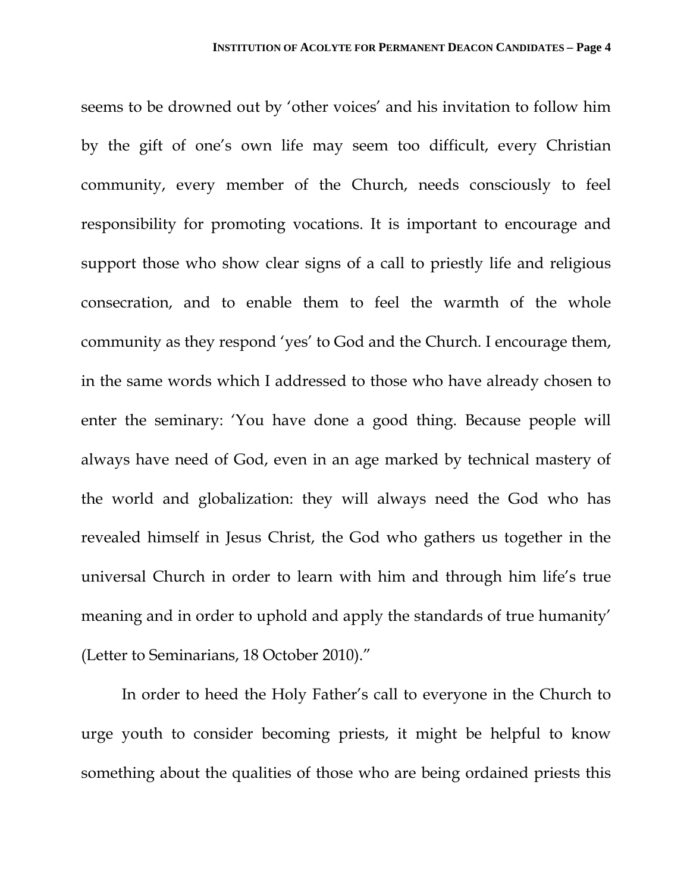seems to be drowned out by 'other voices' and his invitation to follow him by the gift of one's own life may seem too difficult, every Christian community, every member of the Church, needs consciously to feel responsibility for promoting vocations. It is important to encourage and support those who show clear signs of a call to priestly life and religious consecration, and to enable them to feel the warmth of the whole community as they respond 'yes' to God and the Church. I encourage them, in the same words which I addressed to those who have already chosen to enter the seminary: 'You have done a good thing. Because people will always have need of God, even in an age marked by technical mastery of the world and globalization: they will always need the God who has revealed himself in Jesus Christ, the God who gathers us together in the universal Church in order to learn with him and through him life's true meaning and in order to uphold and apply the standards of true humanity' (Letter to Seminarians, 18 October 2010)."

In order to heed the Holy Father's call to everyone in the Church to urge youth to consider becoming priests, it might be helpful to know something about the qualities of those who are being ordained priests this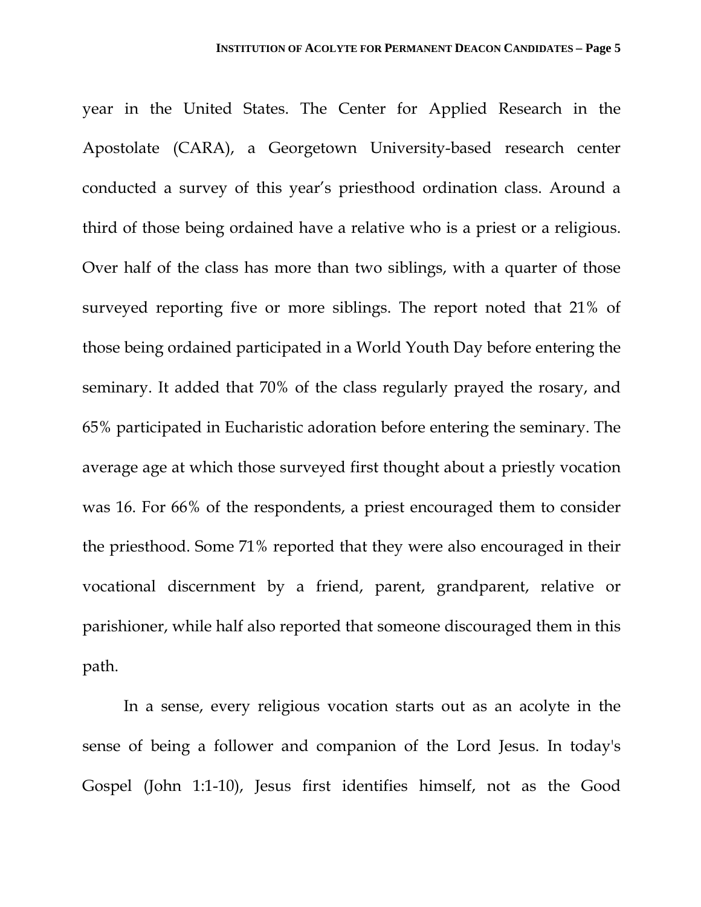year in the United States. The Center for Applied Research in the Apostolate (CARA), a Georgetown University-based research center conducted a survey of this year's priesthood ordination class. Around a third of those being ordained have a relative who is a priest or a religious. Over half of the class has more than two siblings, with a quarter of those surveyed reporting five or more siblings. The report noted that 21% of those being ordained participated in a World Youth Day before entering the seminary. It added that 70% of the class regularly prayed the rosary, and 65% participated in Eucharistic adoration before entering the seminary. The average age at which those surveyed first thought about a priestly vocation was 16. For 66% of the respondents, a priest encouraged them to consider the priesthood. Some 71% reported that they were also encouraged in their vocational discernment by a friend, parent, grandparent, relative or parishioner, while half also reported that someone discouraged them in this path.

In a sense, every religious vocation starts out as an acolyte in the sense of being a follower and companion of the Lord Jesus. In today's Gospel (John 1:1-10), Jesus first identifies himself, not as the Good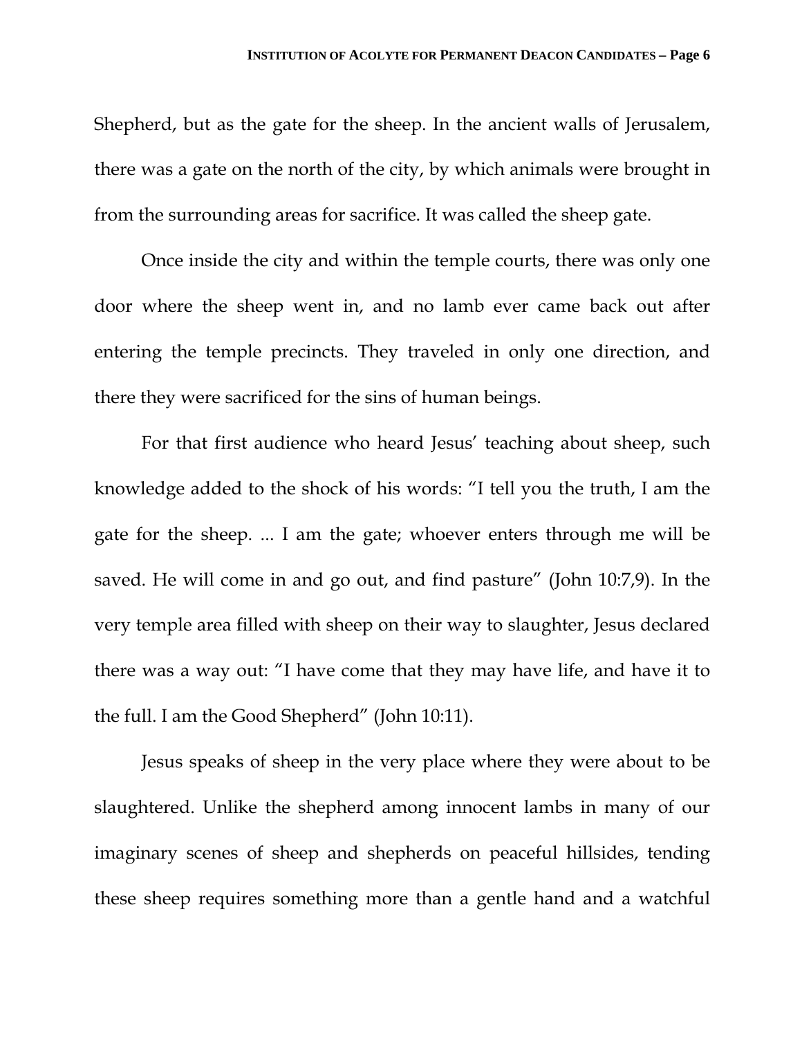Shepherd, but as the gate for the sheep. In the ancient walls of Jerusalem, there was a gate on the north of the city, by which animals were brought in from the surrounding areas for sacrifice. It was called the sheep gate.

Once inside the city and within the temple courts, there was only one door where the sheep went in, and no lamb ever came back out after entering the temple precincts. They traveled in only one direction, and there they were sacrificed for the sins of human beings.

For that first audience who heard Jesus' teaching about sheep, such knowledge added to the shock of his words: "I tell you the truth, I am the gate for the sheep. ... I am the gate; whoever enters through me will be saved. He will come in and go out, and find pasture" (John 10:7,9). In the very temple area filled with sheep on their way to slaughter, Jesus declared there was a way out: "I have come that they may have life, and have it to the full. I am the Good Shepherd" (John 10:11).

Jesus speaks of sheep in the very place where they were about to be slaughtered. Unlike the shepherd among innocent lambs in many of our imaginary scenes of sheep and shepherds on peaceful hillsides, tending these sheep requires something more than a gentle hand and a watchful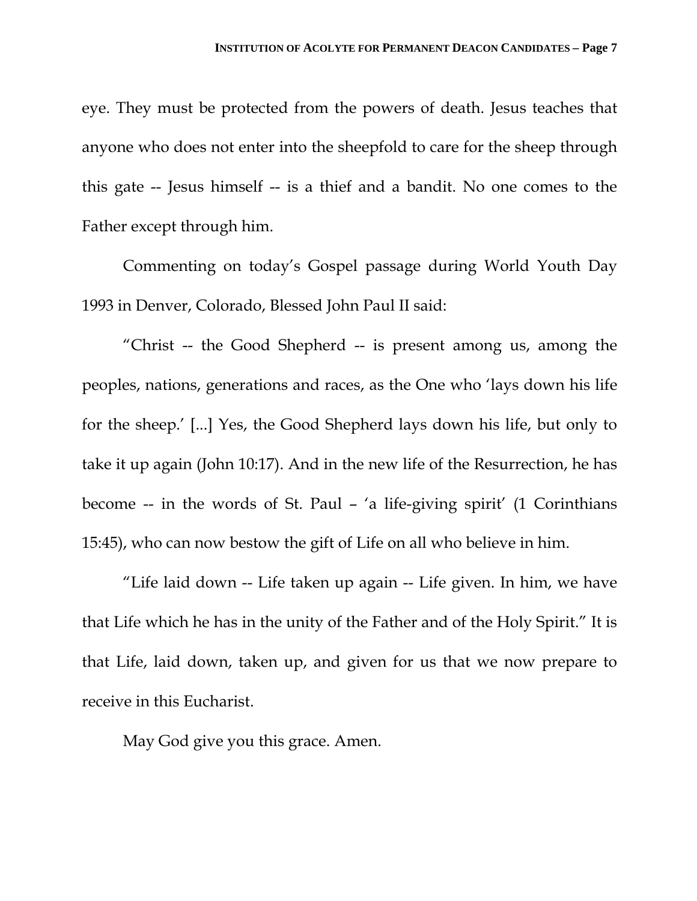eye. They must be protected from the powers of death. Jesus teaches that anyone who does not enter into the sheepfold to care for the sheep through this gate -- Jesus himself -- is a thief and a bandit. No one comes to the Father except through him.

Commenting on today's Gospel passage during World Youth Day 1993 in Denver, Colorado, Blessed John Paul II said:

"Christ -- the Good Shepherd -- is present among us, among the peoples, nations, generations and races, as the One who 'lays down his life for the sheep.' [...] Yes, the Good Shepherd lays down his life, but only to take it up again (John 10:17). And in the new life of the Resurrection, he has become -- in the words of St. Paul – 'a life-giving spirit' (1 Corinthians 15:45), who can now bestow the gift of Life on all who believe in him.

"Life laid down -- Life taken up again -- Life given. In him, we have that Life which he has in the unity of the Father and of the Holy Spirit." It is that Life, laid down, taken up, and given for us that we now prepare to receive in this Eucharist.

May God give you this grace. Amen.